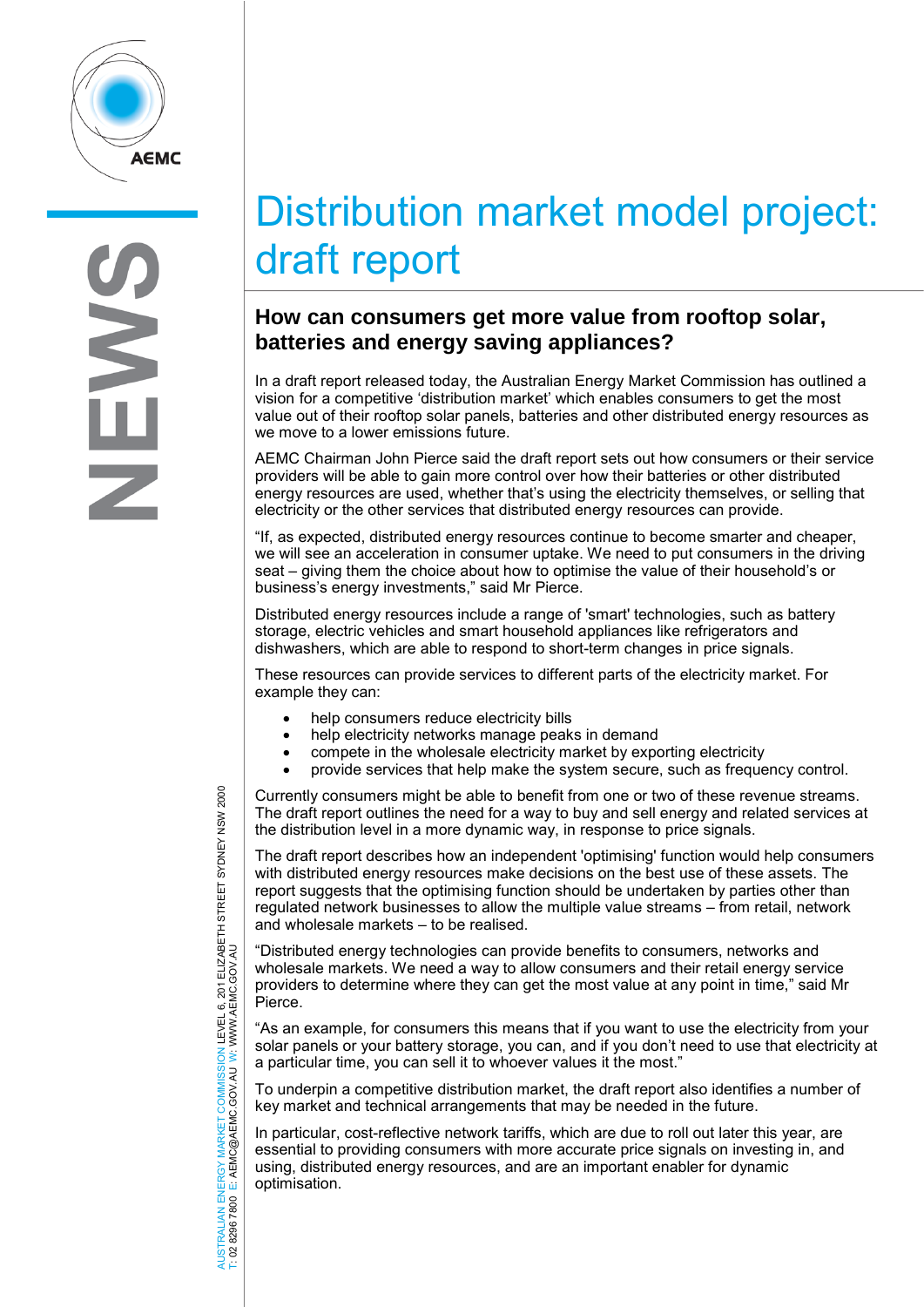# Distribution market model project: draft report

## How can consumers get more value from rooftop solar, batteries and energy saving appliances?

In a draft report released today, the Australian Energy Market Commission has outlined a vision for a competitive 'distribution market' which enables consumers to get the most value out of their rooftop solar panels, batteries and other distributed energy resources as we move to a lower emissions future.

AEMC Chairman John Pierce said the draft report sets out how consumers or their service providers will be able to gain more control over how their batteries or other distributed energy resources are used, whether that's using the electricity themselves, or selling that electricity or the other services that distributed energy resources can provide.

"If, as expected, distributed energy resources continue to become smarter and cheaper, we will see an acceleration in consumer uptake. We need to put consumers in the driving seat – giving them the choice about how to optimise the value of their household's or business's energy investments," said Mr Pierce.

Distributed energy resources include a range of 'smart' technologies, such as battery storage, electric vehicles and smart household appliances like refrigerators and dishwashers, which are able to respond to short-term changes in price signals.

These resources can provide services to different parts of the electricity market. For example they can:

- help consumers reduce electricity bills
- help electricity networks manage peaks in demand
- compete in the wholesale electricity market by exporting electricity
- provide services that help make the system secure, such as frequency control.

Currently consumers might be able to benefit from one or two of these revenue streams. The draft report outlines the need for a way to buy and sell energy and related services at the distribution level in a more dynamic way, in response to price signals.

The draft report describes how an independent 'optimising' function would help consumers with distributed energy resources make decisions on the best use of these assets. The report suggests that the optimising function should be undertaken by parties other than regulated network businesses to allow the multiple value streams – from retail, network and wholesale markets – to be realised.

"Distributed energy technologies can provide benefits to consumers, networks and wholesale markets. We need a way to allow consumers and their retail energy service providers to determine where they can get the most value at any point in time," said Mr Pierce.

"As an example, for consumers this means that if you want to use the electricity from your solar panels or your battery storage, you can, and if you don't need to use that electricity at a particular time, you can sell it to whoever values it the most."

To underpin a competitive distribution market, the draft report also identifies a number of key market and technical arrangements that may be needed in the future.

In particular, cost-reflective network tariffs, which are due to roll out later this year, are essential to providing consumers with more accurate price signals on investing in, and using, distributed energy resources, and are an important enabler for dynamic optimisation.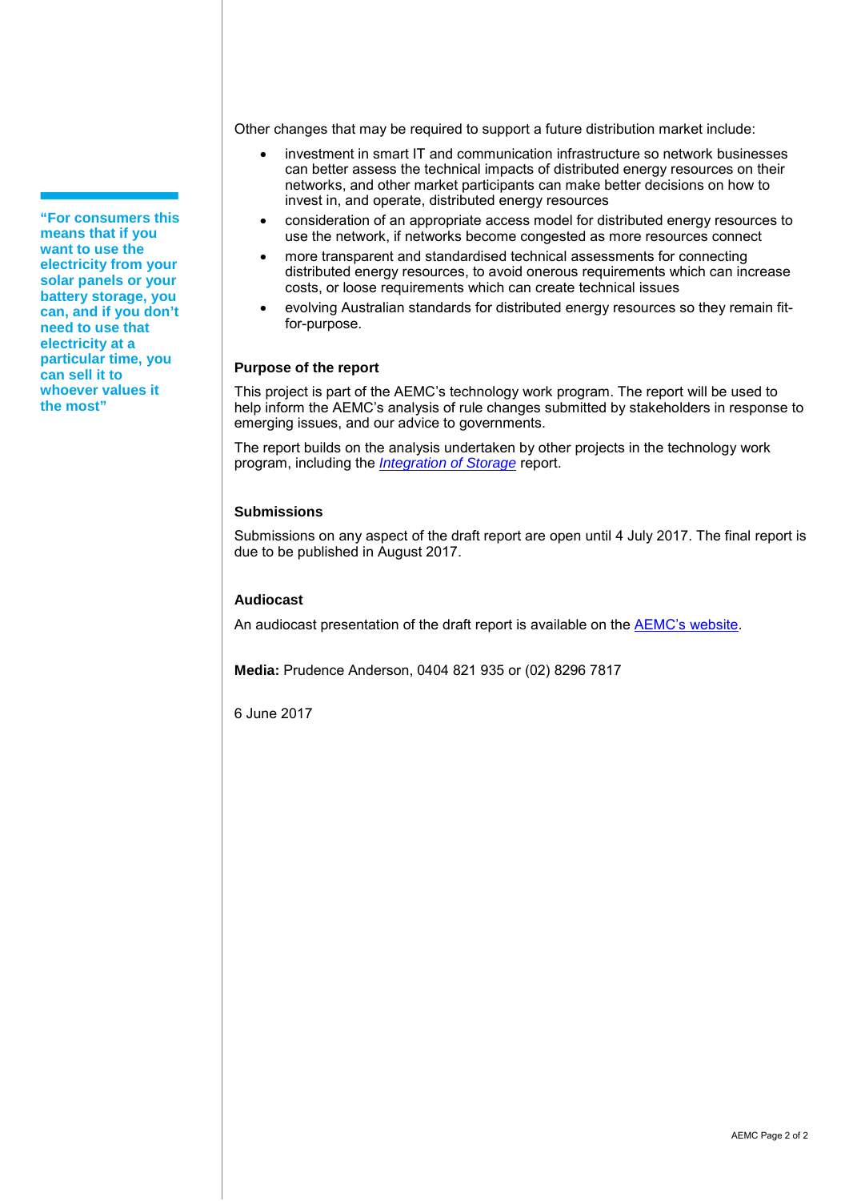**"For consumers this means that if you want to use the electricity from your solar panels or your battery storage, you can, and if you don't need to use that electricity at a particular time, you can sell it to whoever values it the most"**

Other changes that may be required to support a future distribution market include:

- investment in smart IT and communication infrastructure so network businesses can better assess the technical impacts of distributed energy resources on their networks, and other market participants can make better decisions on how to invest in, and operate, distributed energy resources
- consideration of an appropriate access model for distributed energy resources to use the network, if networks become congested as more resources connect
- more transparent and standardised technical assessments for connecting distributed energy resources, to avoid onerous requirements which can increase costs, or loose requirements which can create technical issues
- evolving Australian standards for distributed energy resources so they remain fit-for-purpose.

**Purpose of the report**

This project is part of the AEMC's technology work program. The report will be used to help inform the AEMC's analysis of rule changes submitted by stakeholders in response to emerging issues, and our advice to governments.

The report builds on the analysis undertaken by other projects in the technology work program, including the *Integration of Storage* report.

**Submissions**

Submissions on any aspect of the draft report are open until 4 July 2017. The final report is due to be published in August 2017.

**Audiocast**

An audiocast presentation of the draft report is available on the AEMC's website.

**Media:** Prudence Anderson, 0404 821 935 or (02) 8296 7817

6 June 2017